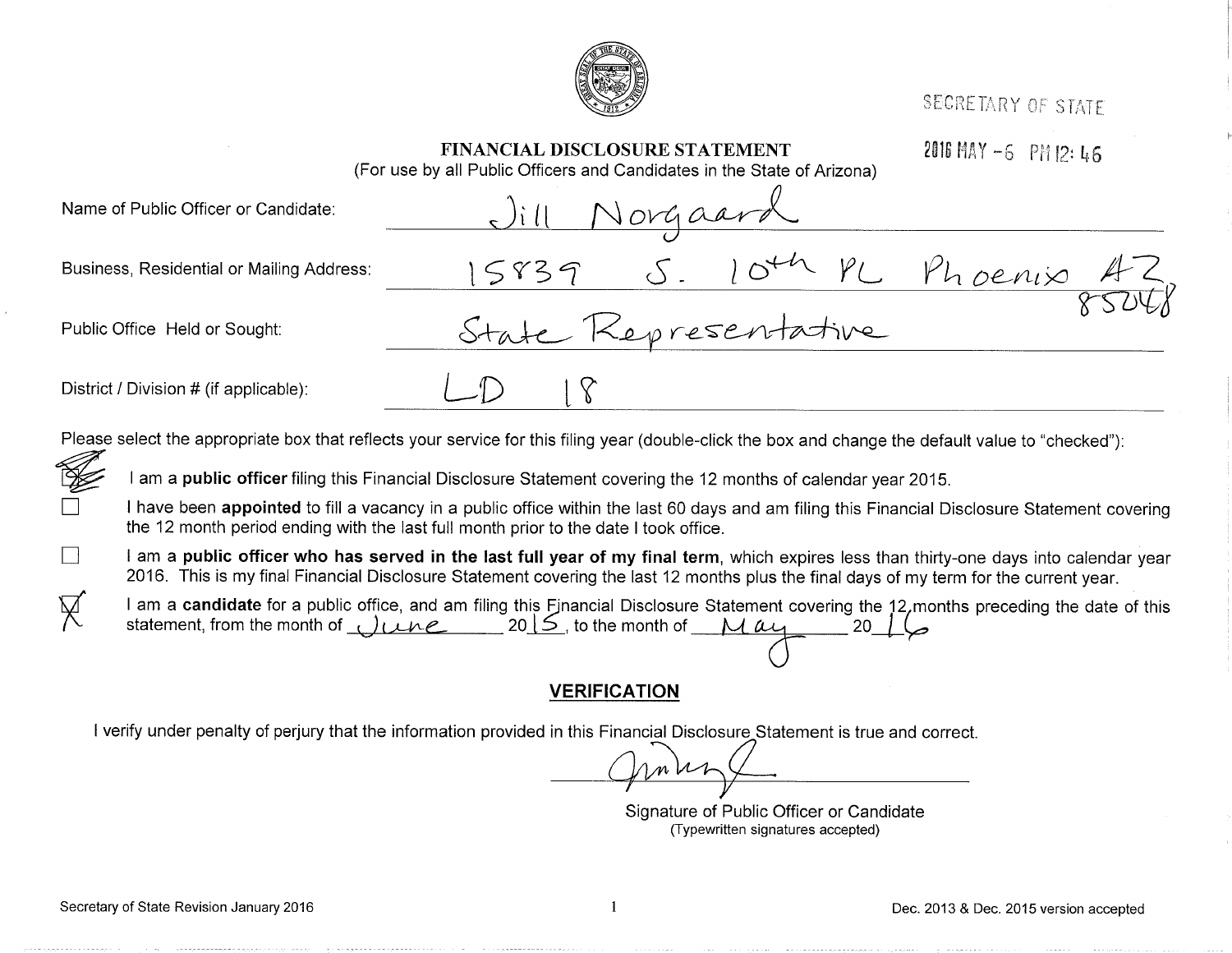SECRETARY OF STATE

2016 MAY -6 PM 12:46

# FINANCIAL DISCLOSURE STATEMENT

(For use by all Public Officers and Candidates in the State of Arizona)

Name of Public Officer or Candidate: Jill Norgaard

Business, Residential or Mailing Address: 15839 S. 10th PL Phoenix AZ 85048

Public Office Held or Sought: State Representative

District / Division # (if applicable): LD 18

Please select the appropriate box that reflects your service for this filing year (double-click the box and change the default value to "checked"):

- [x] I am a **public officer** filing this Financial Disclosure Statement covering the 12 months of calendar year 2015. (scribbled over)
- [ ] I have been **appointed** to fill a vacancy in a public office within the last 60 days and am filing this Financial Disclosure Statement covering the 12 month period ending with the last full month prior to the date I took office.
- [ ] I am a **public officer who has served in the last full year of my final term**, which expires less than thirty-one days into calendar year 2016. This is my final Financial Disclosure Statement covering the last 12 months plus the final days of my term for the current year.
- [x] I am a **candidate** for a public office, and am filing this Financial Disclosure Statement covering the 12 months preceding the date of this statement, from the month of June 2015, to the month of May 2016

## VERIFICATION

I verify under penalty of perjury that the information provided in this Financial Disclosure Statement is true and correct.

[Signature]

Signature of Public Officer or Candidate
(Typewritten signatures accepted)

Secretary of State Revision January 2016

Dec. 2013 & Dec. 2015 version accepted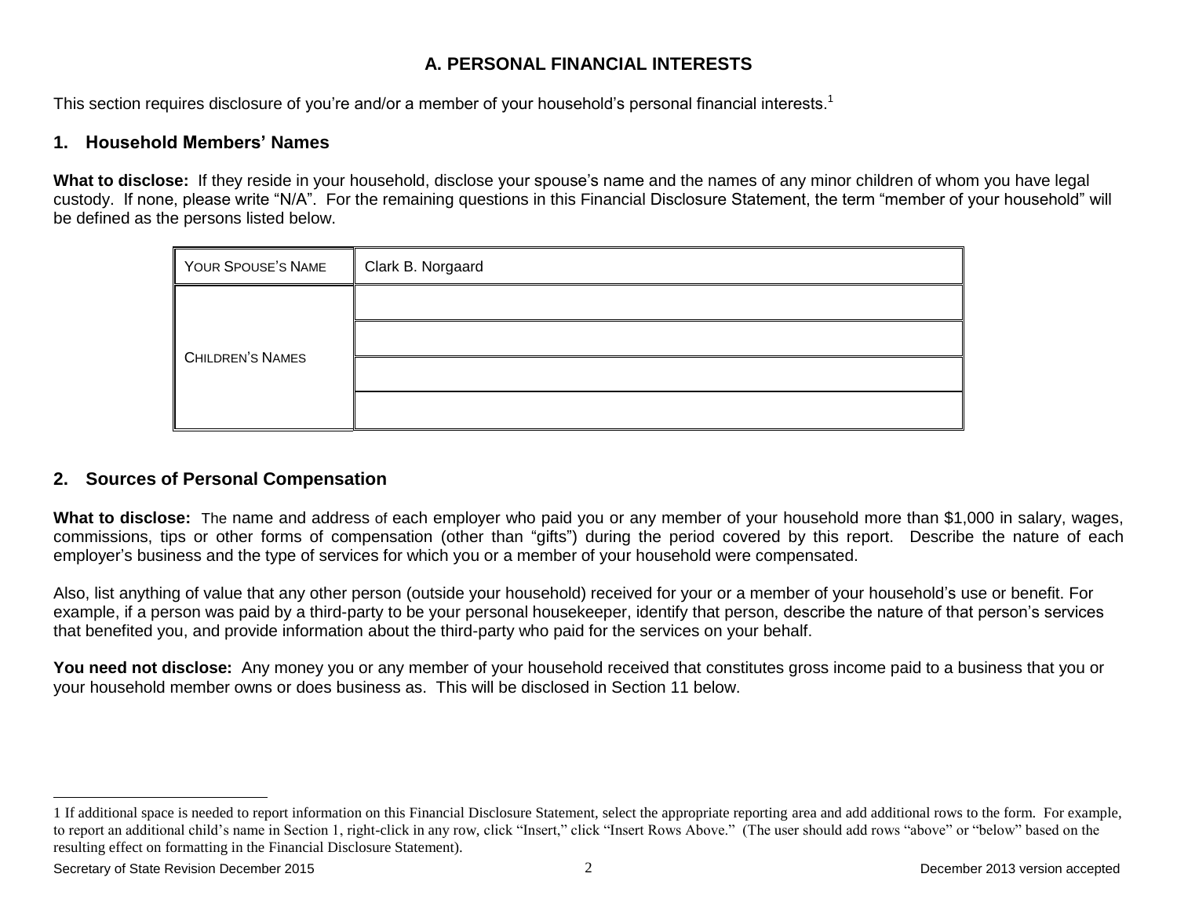## A. PERSONAL FINANCIAL INTERESTS

This section requires disclosure of you're and/or a member of your household's personal financial interests.[1]

### 1. Household Members' Names

**What to disclose:** If they reside in your household, disclose your spouse's name and the names of any minor children of whom you have legal custody. If none, please write "N/A". For the remaining questions in this Financial Disclosure Statement, the term "member of your household" will be defined as the persons listed below.

| YOUR SPOUSE'S NAME | Clark B. Norgaard |
|---|---|
| CHILDREN'S NAMES | |
| | |
| | |
| | |

### 2. Sources of Personal Compensation

**What to disclose:** The name and address of each employer who paid you or any member of your household more than $1,000 in salary, wages, commissions, tips or other forms of compensation (other than "gifts") during the period covered by this report. Describe the nature of each employer's business and the type of services for which you or a member of your household were compensated.

Also, list anything of value that any other person (outside your household) received for your or a member of your household's use or benefit. For example, if a person was paid by a third-party to be your personal housekeeper, identify that person, describe the nature of that person's services that benefited you, and provide information about the third-party who paid for the services on your behalf.

**You need not disclose:** Any money you or any member of your household received that constitutes gross income paid to a business that you or your household member owns or does business as. This will be disclosed in Section 11 below.

---

1 If additional space is needed to report information on this Financial Disclosure Statement, select the appropriate reporting area and add additional rows to the form. For example, to report an additional child's name in Section 1, right-click in any row, click "Insert," click "Insert Rows Above." (The user should add rows "above" or "below" based on the resulting effect on formatting in the Financial Disclosure Statement).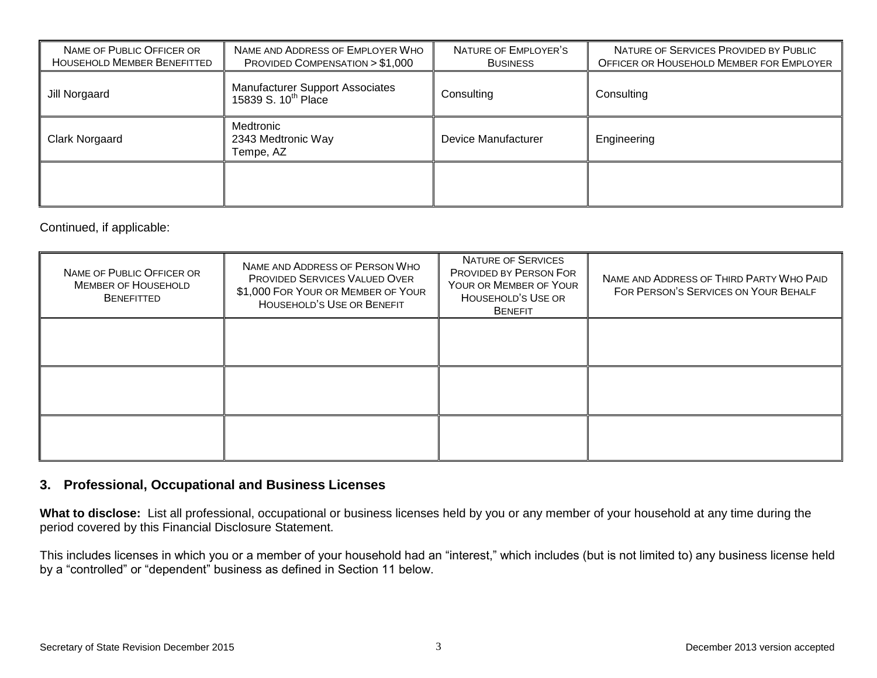| Name of Public Officer or Household Member Benefitted | Name and Address of Employer Who Provided Compensation > $1,000 | Nature of Employer's Business | Nature of Services Provided by Public Officer or Household Member for Employer |
|---|---|---|---|
| Jill Norgaard | Manufacturer Support Associates 15839 S. 10th Place | Consulting | Consulting |
| Clark Norgaard | Medtronic 2343 Medtronic Way Tempe, AZ | Device Manufacturer | Engineering |
| | | | |

Continued, if applicable:

| Name of Public Officer or Member of Household Benefitted | Name and Address of Person Who Provided Services Valued Over $1,000 For Your or Member of Your Household's Use or Benefit | Nature of Services Provided by Person For Your or Member of Your Household's Use or Benefit | Name and Address of Third Party Who Paid For Person's Services on Your Behalf |
|---|---|---|---|
| | | | |
| | | | |
| | | | |

## 3. Professional, Occupational and Business Licenses

**What to disclose:** List all professional, occupational or business licenses held by you or any member of your household at any time during the period covered by this Financial Disclosure Statement.

This includes licenses in which you or a member of your household had an "interest," which includes (but is not limited to) any business license held by a "controlled" or "dependent" business as defined in Section 11 below.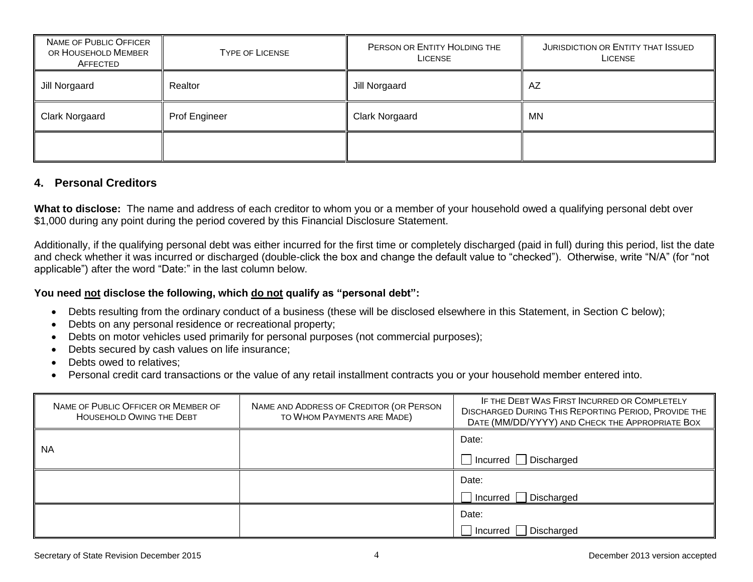| Name of Public Officer or Household Member Affected | Type of License | Person or Entity Holding the License | Jurisdiction or Entity that Issued License |
|---|---|---|---|
| Jill Norgaard | Realtor | Jill Norgaard | AZ |
| Clark Norgaard | Prof Engineer | Clark Norgaard | MN |
| | | | |

## 4. Personal Creditors

**What to disclose:** The name and address of each creditor to whom you or a member of your household owed a qualifying personal debt over $1,000 during any point during the period covered by this Financial Disclosure Statement.

Additionally, if the qualifying personal debt was either incurred for the first time or completely discharged (paid in full) during this period, list the date and check whether it was incurred or discharged (double-click the box and change the default value to "checked"). Otherwise, write "N/A" (for "not applicable") after the word "Date:" in the last column below.

**You need not disclose the following, which do not qualify as "personal debt":**

- Debts resulting from the ordinary conduct of a business (these will be disclosed elsewhere in this Statement, in Section C below);
- Debts on any personal residence or recreational property;
- Debts on motor vehicles used primarily for personal purposes (not commercial purposes);
- Debts secured by cash values on life insurance;
- Debts owed to relatives;
- Personal credit card transactions or the value of any retail installment contracts you or your household member entered into.

| Name of Public Officer or Member of Household Owing the Debt | Name and Address of Creditor (or Person to Whom Payments are Made) | If the Debt Was First Incurred or Completely Discharged During This Reporting Period, Provide the Date (MM/DD/YYYY) and Check the Appropriate Box |
|---|---|---|
| NA | | Date: ☐ Incurred ☐ Discharged |
| | | Date: ☐ Incurred ☐ Discharged |
| | | Date: ☐ Incurred ☐ Discharged |

Secretary of State Revision December 2015 | December 2013 version accepted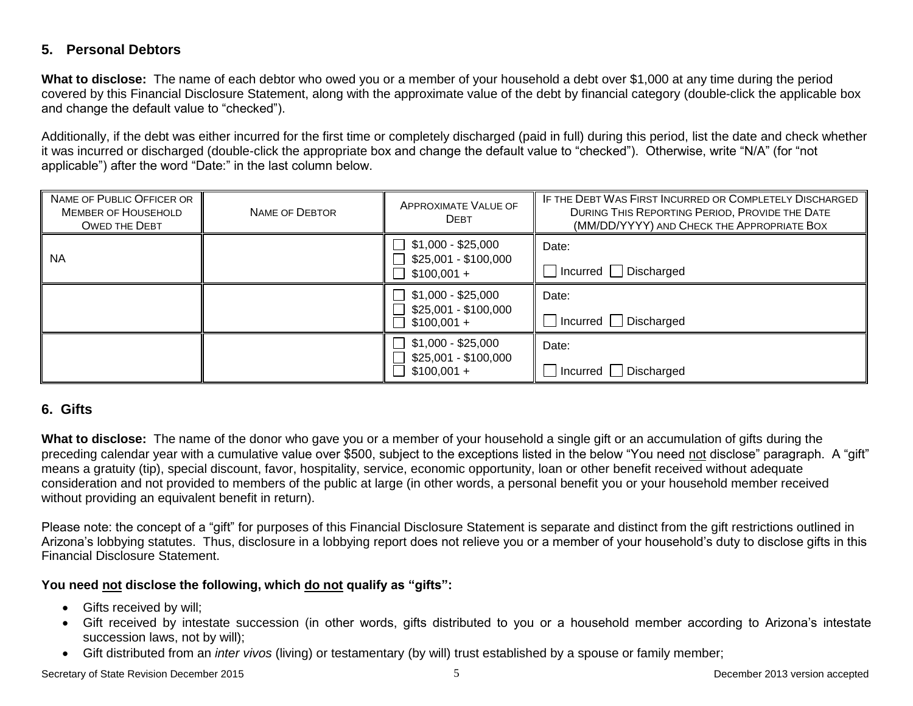## 5. Personal Debtors

**What to disclose:** The name of each debtor who owed you or a member of your household a debt over $1,000 at any time during the period covered by this Financial Disclosure Statement, along with the approximate value of the debt by financial category (double-click the applicable box and change the default value to "checked").

Additionally, if the debt was either incurred for the first time or completely discharged (paid in full) during this period, list the date and check whether it was incurred or discharged (double-click the appropriate box and change the default value to "checked"). Otherwise, write "N/A" (for "not applicable") after the word "Date:" in the last column below.

| Name of Public Officer or Member of Household Owed the Debt | Name of Debtor | Approximate Value of Debt | If the Debt Was First Incurred or Completely Discharged During This Reporting Period, Provide the Date (MM/DD/YYYY) and Check the Appropriate Box |
|---|---|---|---|
| NA | | ☐ $1,000 - $25,000<br>☐ $25,001 - $100,000<br>☐ $100,001 + | Date:<br>☐ Incurred ☐ Discharged |
| | | ☐ $1,000 - $25,000<br>☐ $25,001 - $100,000<br>☐ $100,001 + | Date:<br>☐ Incurred ☐ Discharged |
| | | ☐ $1,000 - $25,000<br>☐ $25,001 - $100,000<br>☐ $100,001 + | Date:<br>☐ Incurred ☐ Discharged |

## 6. Gifts

**What to disclose:** The name of the donor who gave you or a member of your household a single gift or an accumulation of gifts during the preceding calendar year with a cumulative value over $500, subject to the exceptions listed in the below "You need not disclose" paragraph. A "gift" means a gratuity (tip), special discount, favor, hospitality, service, economic opportunity, loan or other benefit received without adequate consideration and not provided to members of the public at large (in other words, a personal benefit you or your household member received without providing an equivalent benefit in return).

Please note: the concept of a "gift" for purposes of this Financial Disclosure Statement is separate and distinct from the gift restrictions outlined in Arizona's lobbying statutes. Thus, disclosure in a lobbying report does not relieve you or a member of your household's duty to disclose gifts in this Financial Disclosure Statement.

**You need not disclose the following, which do not qualify as "gifts":**

- Gifts received by will;
- Gift received by intestate succession (in other words, gifts distributed to you or a household member according to Arizona's intestate succession laws, not by will);
- Gift distributed from an *inter vivos* (living) or testamentary (by will) trust established by a spouse or family member;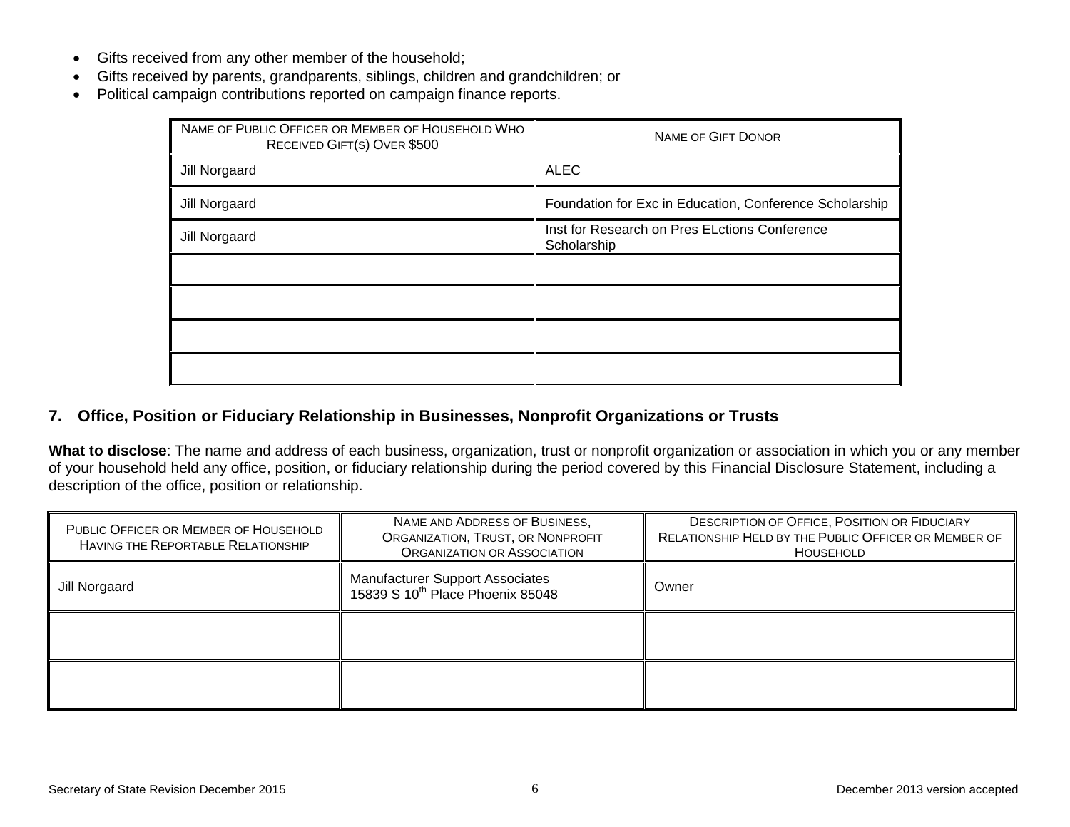- Gifts received from any other member of the household;
- Gifts received by parents, grandparents, siblings, children and grandchildren; or
- Political campaign contributions reported on campaign finance reports.

| NAME OF PUBLIC OFFICER OR MEMBER OF HOUSEHOLD WHO RECEIVED GIFT(S) OVER $500 | NAME OF GIFT DONOR |
|---|---|
| Jill Norgaard | ALEC |
| Jill Norgaard | Foundation for Exc in Education, Conference Scholarship |
| Jill Norgaard | Inst for Research on Pres ELctions Conference Scholarship |
| | |
| | |
| | |
| | |

## 7. Office, Position or Fiduciary Relationship in Businesses, Nonprofit Organizations or Trusts

**What to disclose**: The name and address of each business, organization, trust or nonprofit organization or association in which you or any member of your household held any office, position, or fiduciary relationship during the period covered by this Financial Disclosure Statement, including a description of the office, position or relationship.

| PUBLIC OFFICER OR MEMBER OF HOUSEHOLD HAVING THE REPORTABLE RELATIONSHIP | NAME AND ADDRESS OF BUSINESS, ORGANIZATION, TRUST, OR NONPROFIT ORGANIZATION OR ASSOCIATION | DESCRIPTION OF OFFICE, POSITION OR FIDUCIARY RELATIONSHIP HELD BY THE PUBLIC OFFICER OR MEMBER OF HOUSEHOLD |
|---|---|---|
| Jill Norgaard | Manufacturer Support Associates 15839 S 10th Place Phoenix 85048 | Owner |
| | | |
| | | |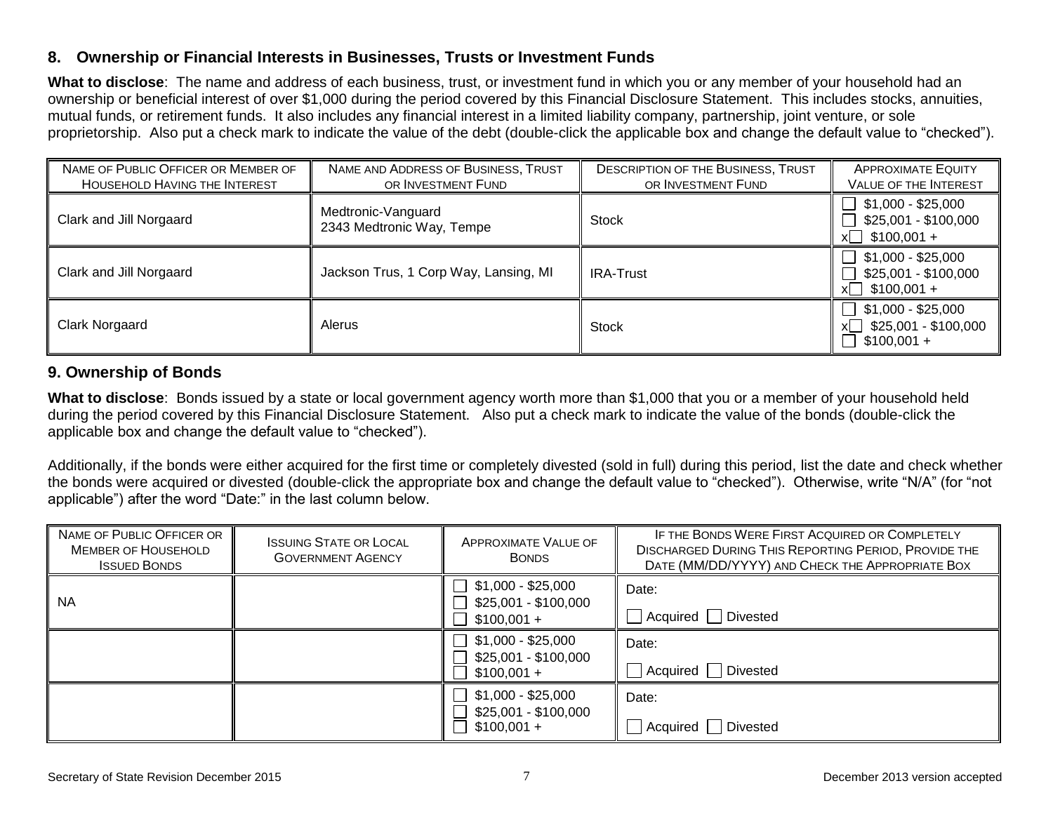## 8. Ownership or Financial Interests in Businesses, Trusts or Investment Funds

**What to disclose**: The name and address of each business, trust, or investment fund in which you or any member of your household had an ownership or beneficial interest of over $1,000 during the period covered by this Financial Disclosure Statement. This includes stocks, annuities, mutual funds, or retirement funds. It also includes any financial interest in a limited liability company, partnership, joint venture, or sole proprietorship. Also put a check mark to indicate the value of the debt (double-click the applicable box and change the default value to "checked").

| Name of Public Officer or Member of Household Having the Interest | Name and Address of Business, Trust or Investment Fund | Description of the Business, Trust or Investment Fund | Approximate Equity Value of the Interest |
|---|---|---|---|
| Clark and Jill Norgaard | Medtronic-Vanguard 2343 Medtronic Way, Tempe | Stock | ☐ $1,000 - $25,000<br>☐ $25,001 - $100,000<br>x☐ $100,001 + |
| Clark and Jill Norgaard | Jackson Trus, 1 Corp Way, Lansing, MI | IRA-Trust | ☐ $1,000 - $25,000<br>☐ $25,001 - $100,000<br>x☐ $100,001 + |
| Clark Norgaard | Alerus | Stock | ☐ $1,000 - $25,000<br>x☐ $25,001 - $100,000<br>☐ $100,001 + |

## 9. Ownership of Bonds

**What to disclose**: Bonds issued by a state or local government agency worth more than $1,000 that you or a member of your household held during the period covered by this Financial Disclosure Statement. Also put a check mark to indicate the value of the bonds (double-click the applicable box and change the default value to "checked").

Additionally, if the bonds were either acquired for the first time or completely divested (sold in full) during this period, list the date and check whether the bonds were acquired or divested (double-click the appropriate box and change the default value to "checked"). Otherwise, write "N/A" (for "not applicable") after the word "Date:" in the last column below.

| Name of Public Officer or Member of Household Issued Bonds | Issuing State or Local Government Agency | Approximate Value of Bonds | If the Bonds Were First Acquired or Completely Discharged During This Reporting Period, Provide the Date (MM/DD/YYYY) and Check the Appropriate Box |
|---|---|---|---|
| NA | | ☐ $1,000 - $25,000<br>☐ $25,001 - $100,000<br>☐ $100,001 + | Date:<br>☐ Acquired ☐ Divested |
| | | ☐ $1,000 - $25,000<br>☐ $25,001 - $100,000<br>☐ $100,001 + | Date:<br>☐ Acquired ☐ Divested |
| | | ☐ $1,000 - $25,000<br>☐ $25,001 - $100,000<br>☐ $100,001 + | Date:<br>☐ Acquired ☐ Divested |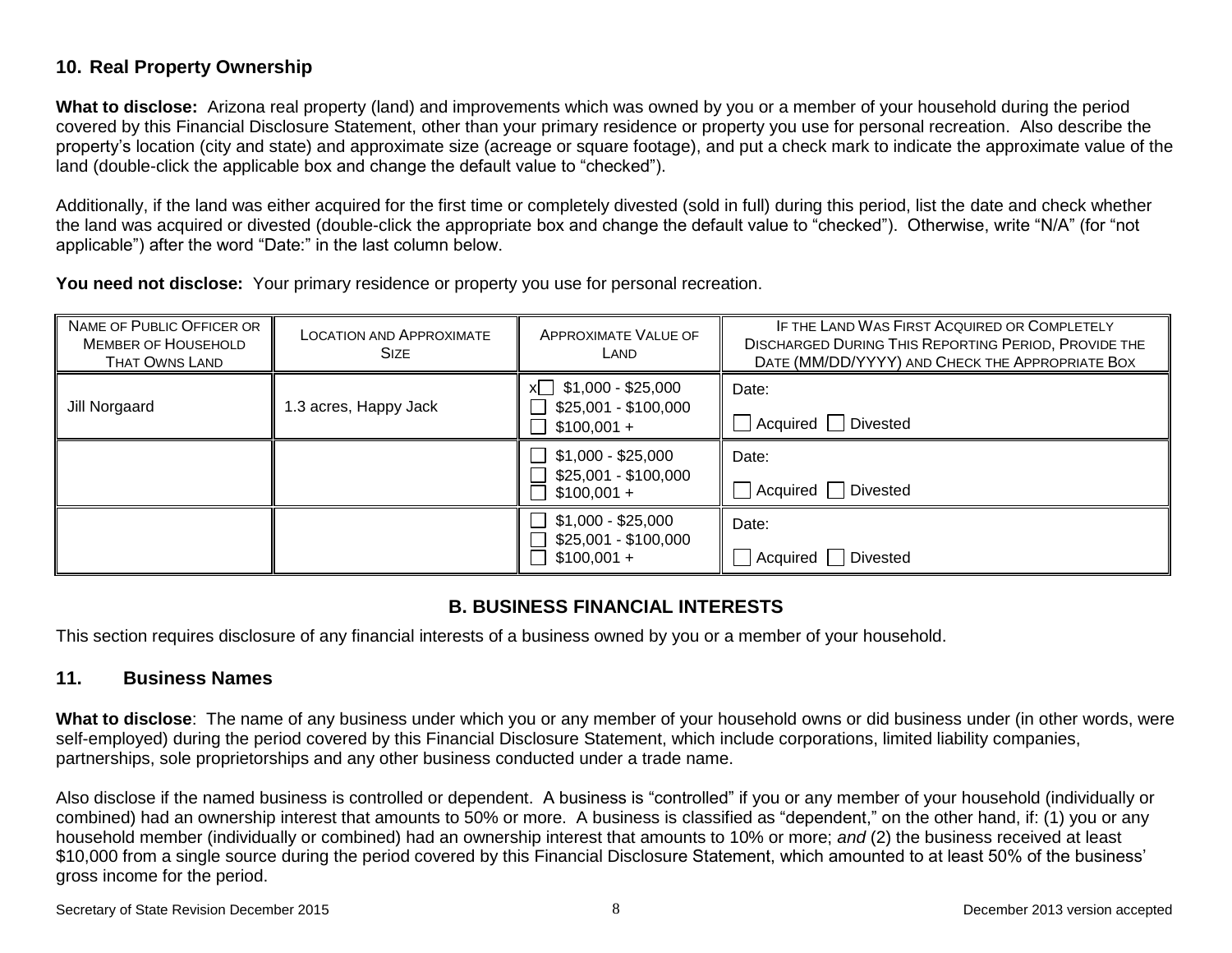### 10. Real Property Ownership

**What to disclose:** Arizona real property (land) and improvements which was owned by you or a member of your household during the period covered by this Financial Disclosure Statement, other than your primary residence or property you use for personal recreation. Also describe the property's location (city and state) and approximate size (acreage or square footage), and put a check mark to indicate the approximate value of the land (double-click the applicable box and change the default value to "checked").

Additionally, if the land was either acquired for the first time or completely divested (sold in full) during this period, list the date and check whether the land was acquired or divested (double-click the appropriate box and change the default value to "checked"). Otherwise, write "N/A" (for "not applicable") after the word "Date:" in the last column below.

**You need not disclose:** Your primary residence or property you use for personal recreation.

| NAME OF PUBLIC OFFICER OR MEMBER OF HOUSEHOLD THAT OWNS LAND | LOCATION AND APPROXIMATE SIZE | APPROXIMATE VALUE OF LAND | IF THE LAND WAS FIRST ACQUIRED OR COMPLETELY DISCHARGED DURING THIS REPORTING PERIOD, PROVIDE THE DATE (MM/DD/YYYY) AND CHECK THE APPROPRIATE BOX |
|---|---|---|---|
| Jill Norgaard | 1.3 acres, Happy Jack | x☐ $1,000 - $25,000<br>☐ $25,001 - $100,000<br>☐ $100,001 + | Date:<br>☐ Acquired ☐ Divested |
| | | ☐ $1,000 - $25,000<br>☐ $25,001 - $100,000<br>☐ $100,001 + | Date:<br>☐ Acquired ☐ Divested |
| | | ☐ $1,000 - $25,000<br>☐ $25,001 - $100,000<br>☐ $100,001 + | Date:<br>☐ Acquired ☐ Divested |

## B. BUSINESS FINANCIAL INTERESTS

This section requires disclosure of any financial interests of a business owned by you or a member of your household.

### 11. Business Names

**What to disclose**: The name of any business under which you or any member of your household owns or did business under (in other words, were self-employed) during the period covered by this Financial Disclosure Statement, which include corporations, limited liability companies, partnerships, sole proprietorships and any other business conducted under a trade name.

Also disclose if the named business is controlled or dependent. A business is "controlled" if you or any member of your household (individually or combined) had an ownership interest that amounts to 50% or more. A business is classified as "dependent," on the other hand, if: (1) you or any household member (individually or combined) had an ownership interest that amounts to 10% or more; *and* (2) the business received at least $10,000 from a single source during the period covered by this Financial Disclosure Statement, which amounted to at least 50% of the business' gross income for the period.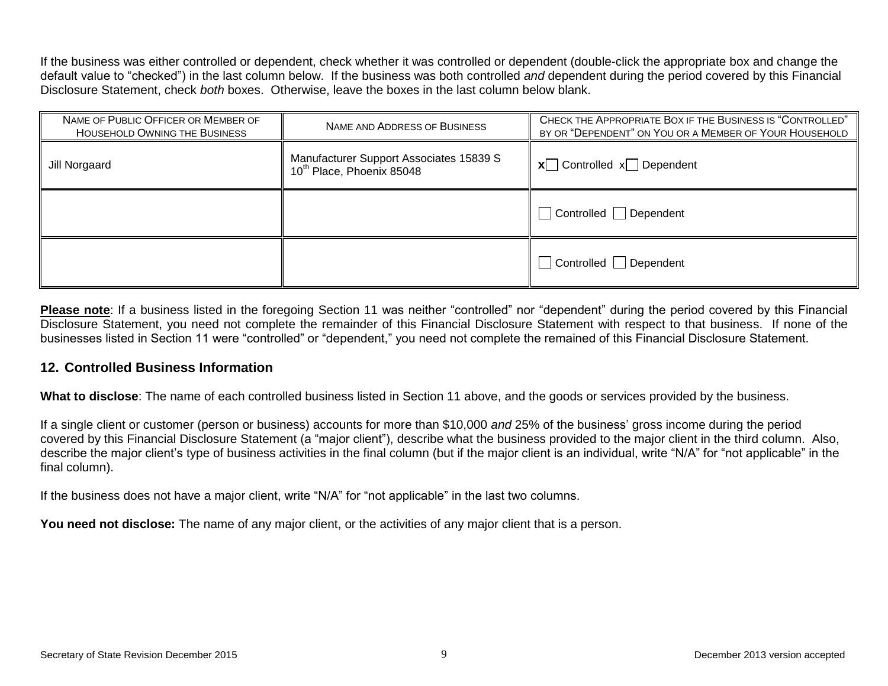If the business was either controlled or dependent, check whether it was controlled or dependent (double-click the appropriate box and change the default value to "checked") in the last column below. If the business was both controlled *and* dependent during the period covered by this Financial Disclosure Statement, check *both* boxes. Otherwise, leave the boxes in the last column below blank.

| NAME OF PUBLIC OFFICER OR MEMBER OF HOUSEHOLD OWNING THE BUSINESS | NAME AND ADDRESS OF BUSINESS | CHECK THE APPROPRIATE BOX IF THE BUSINESS IS "CONTROLLED" BY OR "DEPENDENT" ON YOU OR A MEMBER OF YOUR HOUSEHOLD |
|---|---|---|
| Jill Norgaard | Manufacturer Support Associates 15839 S 10th Place, Phoenix 85048 | x☐ Controlled x☐ Dependent |
| | | ☐ Controlled ☐ Dependent |
| | | ☐ Controlled ☐ Dependent |

**Please note**: If a business listed in the foregoing Section 11 was neither "controlled" nor "dependent" during the period covered by this Financial Disclosure Statement, you need not complete the remainder of this Financial Disclosure Statement with respect to that business. If none of the businesses listed in Section 11 were "controlled" or "dependent," you need not complete the remained of this Financial Disclosure Statement.

## 12. Controlled Business Information

**What to disclose**: The name of each controlled business listed in Section 11 above, and the goods or services provided by the business.

If a single client or customer (person or business) accounts for more than $10,000 *and* 25% of the business' gross income during the period covered by this Financial Disclosure Statement (a "major client"), describe what the business provided to the major client in the third column. Also, describe the major client's type of business activities in the final column (but if the major client is an individual, write "N/A" for "not applicable" in the final column).

If the business does not have a major client, write "N/A" for "not applicable" in the last two columns.

**You need not disclose:** The name of any major client, or the activities of any major client that is a person.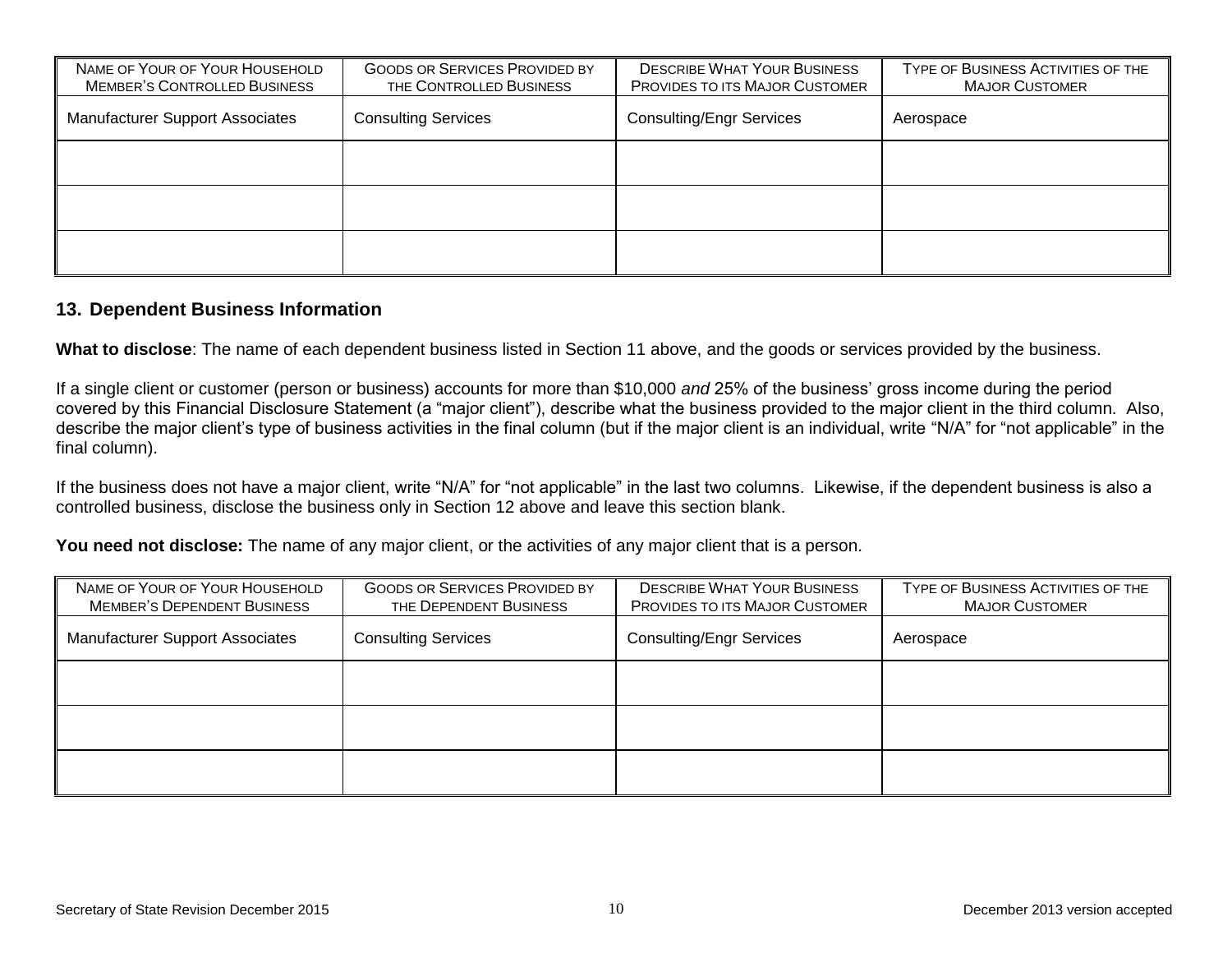| NAME OF YOUR OF YOUR HOUSEHOLD MEMBER'S CONTROLLED BUSINESS | GOODS OR SERVICES PROVIDED BY THE CONTROLLED BUSINESS | DESCRIBE WHAT YOUR BUSINESS PROVIDES TO ITS MAJOR CUSTOMER | TYPE OF BUSINESS ACTIVITIES OF THE MAJOR CUSTOMER |
|---|---|---|---|
| Manufacturer Support Associates | Consulting Services | Consulting/Engr Services | Aerospace |
| | | | |
| | | | |
| | | | |

### 13. Dependent Business Information

**What to disclose**: The name of each dependent business listed in Section 11 above, and the goods or services provided by the business.

If a single client or customer (person or business) accounts for more than $10,000 *and* 25% of the business' gross income during the period covered by this Financial Disclosure Statement (a "major client"), describe what the business provided to the major client in the third column. Also, describe the major client's type of business activities in the final column (but if the major client is an individual, write "N/A" for "not applicable" in the final column).

If the business does not have a major client, write "N/A" for "not applicable" in the last two columns. Likewise, if the dependent business is also a controlled business, disclose the business only in Section 12 above and leave this section blank.

**You need not disclose:** The name of any major client, or the activities of any major client that is a person.

| NAME OF YOUR OF YOUR HOUSEHOLD MEMBER'S DEPENDENT BUSINESS | GOODS OR SERVICES PROVIDED BY THE DEPENDENT BUSINESS | DESCRIBE WHAT YOUR BUSINESS PROVIDES TO ITS MAJOR CUSTOMER | TYPE OF BUSINESS ACTIVITIES OF THE MAJOR CUSTOMER |
|---|---|---|---|
| Manufacturer Support Associates | Consulting Services | Consulting/Engr Services | Aerospace |
| | | | |
| | | | |
| | | | |

Secretary of State Revision December 2015 December 2013 version accepted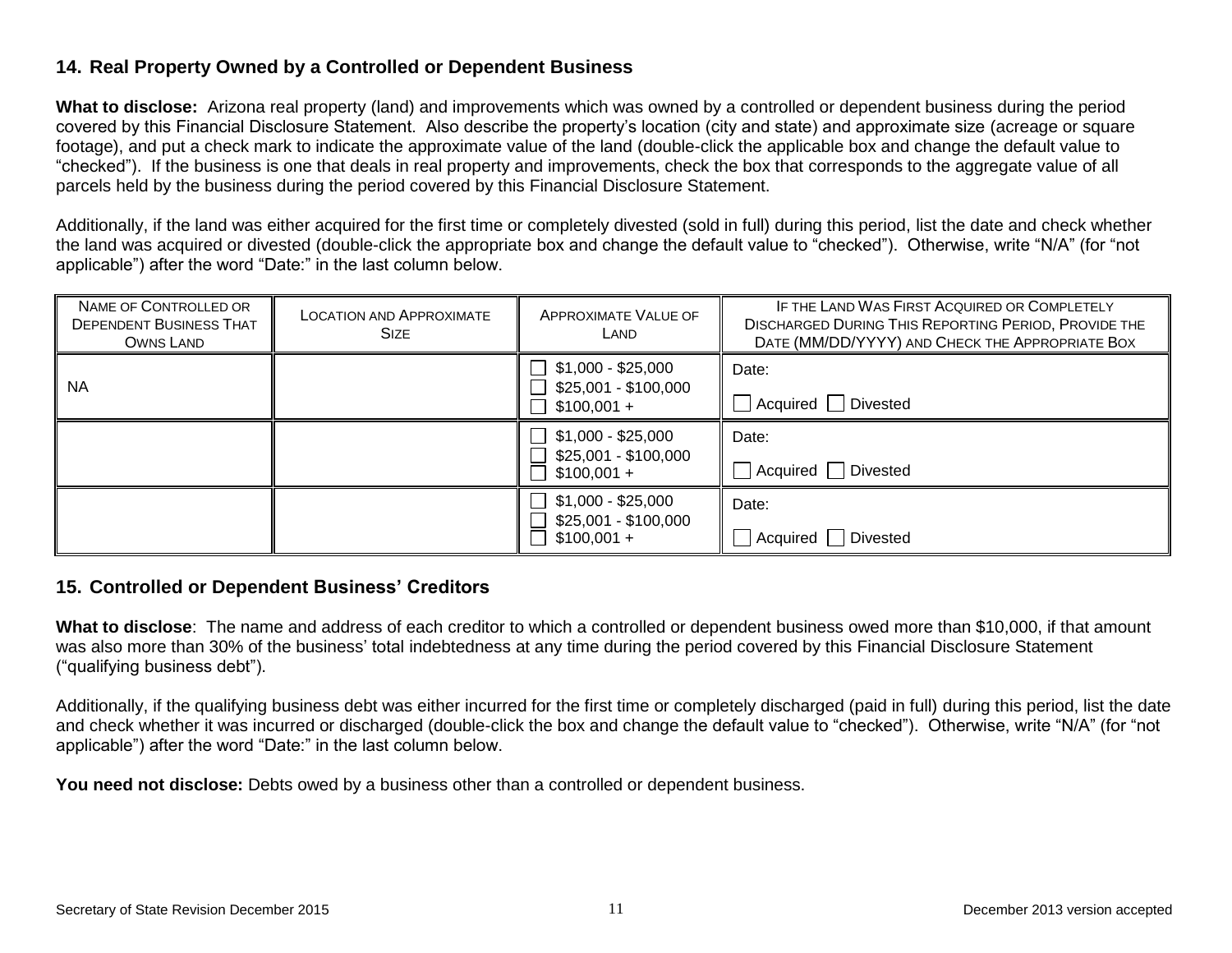## 14. Real Property Owned by a Controlled or Dependent Business

**What to disclose:** Arizona real property (land) and improvements which was owned by a controlled or dependent business during the period covered by this Financial Disclosure Statement. Also describe the property's location (city and state) and approximate size (acreage or square footage), and put a check mark to indicate the approximate value of the land (double-click the applicable box and change the default value to "checked"). If the business is one that deals in real property and improvements, check the box that corresponds to the aggregate value of all parcels held by the business during the period covered by this Financial Disclosure Statement.

Additionally, if the land was either acquired for the first time or completely divested (sold in full) during this period, list the date and check whether the land was acquired or divested (double-click the appropriate box and change the default value to "checked"). Otherwise, write "N/A" (for "not applicable") after the word "Date:" in the last column below.

| Name of Controlled or Dependent Business That Owns Land | Location and Approximate Size | Approximate Value of Land | If the Land Was First Acquired or Completely Discharged During This Reporting Period, Provide the Date (MM/DD/YYYY) and Check the Appropriate Box |
|---|---|---|---|
| NA | | ☐ $1,000 - $25,000<br>☐ $25,001 - $100,000<br>☐ $100,001 + | Date:<br>☐ Acquired ☐ Divested |
| | | ☐ $1,000 - $25,000<br>☐ $25,001 - $100,000<br>☐ $100,001 + | Date:<br>☐ Acquired ☐ Divested |
| | | ☐ $1,000 - $25,000<br>☐ $25,001 - $100,000<br>☐ $100,001 + | Date:<br>☐ Acquired ☐ Divested |

## 15. Controlled or Dependent Business' Creditors

**What to disclose**: The name and address of each creditor to which a controlled or dependent business owed more than $10,000, if that amount was also more than 30% of the business' total indebtedness at any time during the period covered by this Financial Disclosure Statement ("qualifying business debt").

Additionally, if the qualifying business debt was either incurred for the first time or completely discharged (paid in full) during this period, list the date and check whether it was incurred or discharged (double-click the box and change the default value to "checked"). Otherwise, write "N/A" (for "not applicable") after the word "Date:" in the last column below.

**You need not disclose:** Debts owed by a business other than a controlled or dependent business.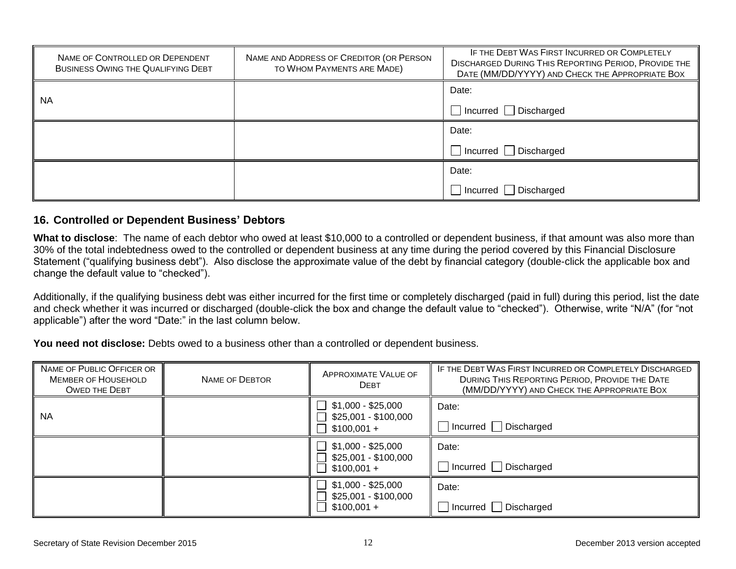| Name of Controlled or Dependent Business Owing the Qualifying Debt | Name and Address of Creditor (or Person to Whom Payments are Made) | If the Debt Was First Incurred or Completely Discharged During This Reporting Period, Provide the Date (MM/DD/YYYY) and Check the Appropriate Box |
|---|---|---|
| NA | | Date: ☐ Incurred ☐ Discharged |
| | | Date: ☐ Incurred ☐ Discharged |
| | | Date: ☐ Incurred ☐ Discharged |

## 16. Controlled or Dependent Business' Debtors

**What to disclose**: The name of each debtor who owed at least $10,000 to a controlled or dependent business, if that amount was also more than 30% of the total indebtedness owed to the controlled or dependent business at any time during the period covered by this Financial Disclosure Statement ("qualifying business debt"). Also disclose the approximate value of the debt by financial category (double-click the applicable box and change the default value to "checked").

Additionally, if the qualifying business debt was either incurred for the first time or completely discharged (paid in full) during this period, list the date and check whether it was incurred or discharged (double-click the box and change the default value to "checked"). Otherwise, write "N/A" (for "not applicable") after the word "Date:" in the last column below.

**You need not disclose:** Debts owed to a business other than a controlled or dependent business.

| Name of Public Officer or Member of Household Owed the Debt | Name of Debtor | Approximate Value of Debt | If the Debt Was First Incurred or Completely Discharged During This Reporting Period, Provide the Date (MM/DD/YYYY) and Check the Appropriate Box |
|---|---|---|---|
| NA | | ☐ $1,000 - $25,000 ☐ $25,001 - $100,000 ☐ $100,001 + | Date: ☐ Incurred ☐ Discharged |
| | | ☐ $1,000 - $25,000 ☐ $25,001 - $100,000 ☐ $100,001 + | Date: ☐ Incurred ☐ Discharged |
| | | ☐ $1,000 - $25,000 ☐ $25,001 - $100,000 ☐ $100,001 + | Date: ☐ Incurred ☐ Discharged |